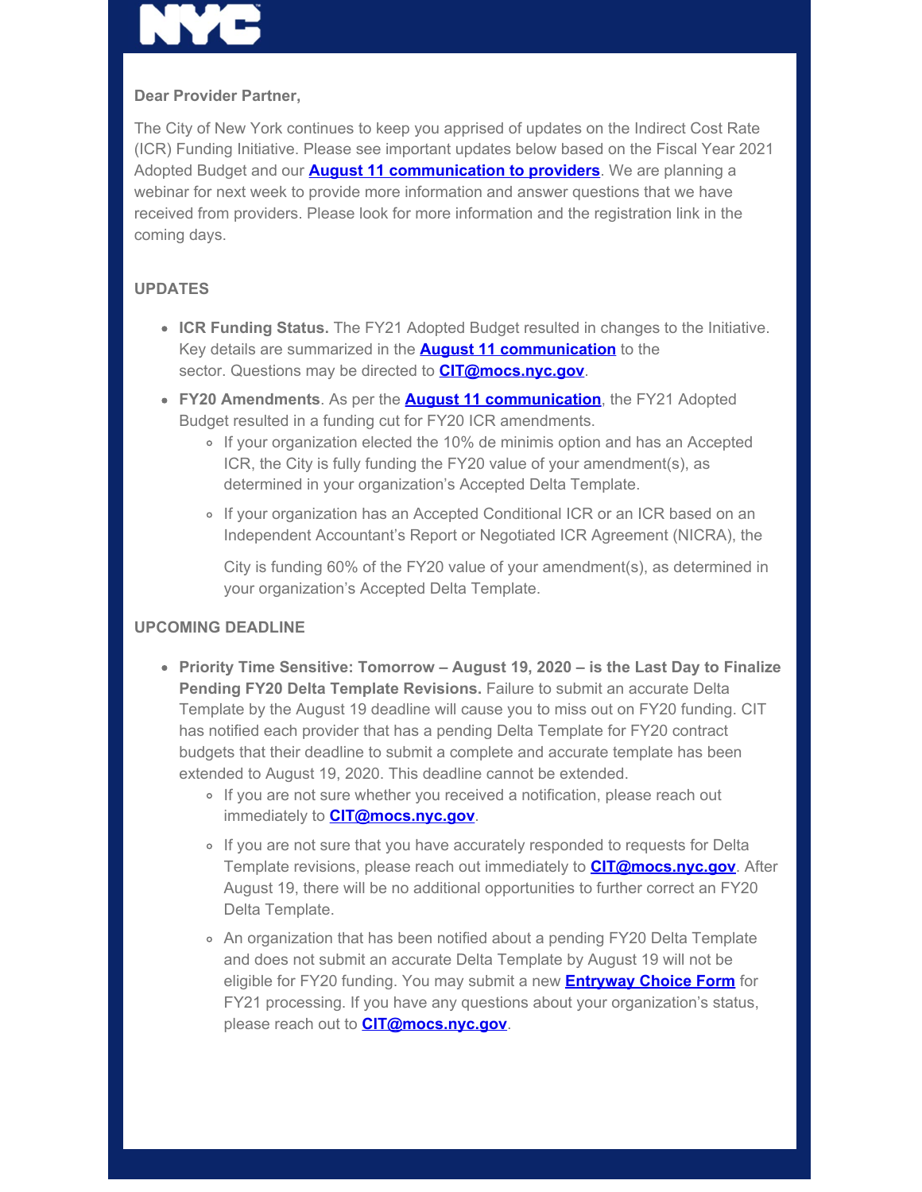**Dear Provider Partner,**

The City of New York continues to keep you apprised of updates on the Indirect Cost Rate (ICR) Funding Initiative. Please see important updates below based on the Fiscal Year 2021 Adopted Budget and our **August 11 communication to providers**. We are planning a webinar for next week to provide more information and answer questions that we have received from providers. Please look for more information and the registration link in the coming days.

**UPDATES**

- **ICR Funding Status.** The FY21 Adopted Budget resulted in changes to the Initiative. Key details are summarized in the **August 11 communication** to the sector. Questions may be directed to **CIT@mocs.nyc.gov**.
- **FY20 Amendments**. As per the **August 11 communication**, the FY21 Adopted Budget resulted in a funding cut for FY20 ICR amendments.
  - If your organization elected the 10% de minimis option and has an Accepted ICR, the City is fully funding the FY20 value of your amendment(s), as determined in your organization's Accepted Delta Template.
  - If your organization has an Accepted Conditional ICR or an ICR based on an Independent Accountant's Report or Negotiated ICR Agreement (NICRA), the City is funding 60% of the FY20 value of your amendment(s), as determined in your organization's Accepted Delta Template.

**UPCOMING DEADLINE**

- **Priority Time Sensitive: Tomorrow – August 19, 2020 – is the Last Day to Finalize Pending FY20 Delta Template Revisions.** Failure to submit an accurate Delta Template by the August 19 deadline will cause you to miss out on FY20 funding. CIT has notified each provider that has a pending Delta Template for FY20 contract budgets that their deadline to submit a complete and accurate template has been extended to August 19, 2020. This deadline cannot be extended.
  - If you are not sure whether you received a notification, please reach out immediately to **CIT@mocs.nyc.gov**.
  - If you are not sure that you have accurately responded to requests for Delta Template revisions, please reach out immediately to **CIT@mocs.nyc.gov**. After August 19, there will be no additional opportunities to further correct an FY20 Delta Template.
  - An organization that has been notified about a pending FY20 Delta Template and does not submit an accurate Delta Template by August 19 will not be eligible for FY20 funding. You may submit a new **Entryway Choice Form** for FY21 processing. If you have any questions about your organization's status, please reach out to **CIT@mocs.nyc.gov**.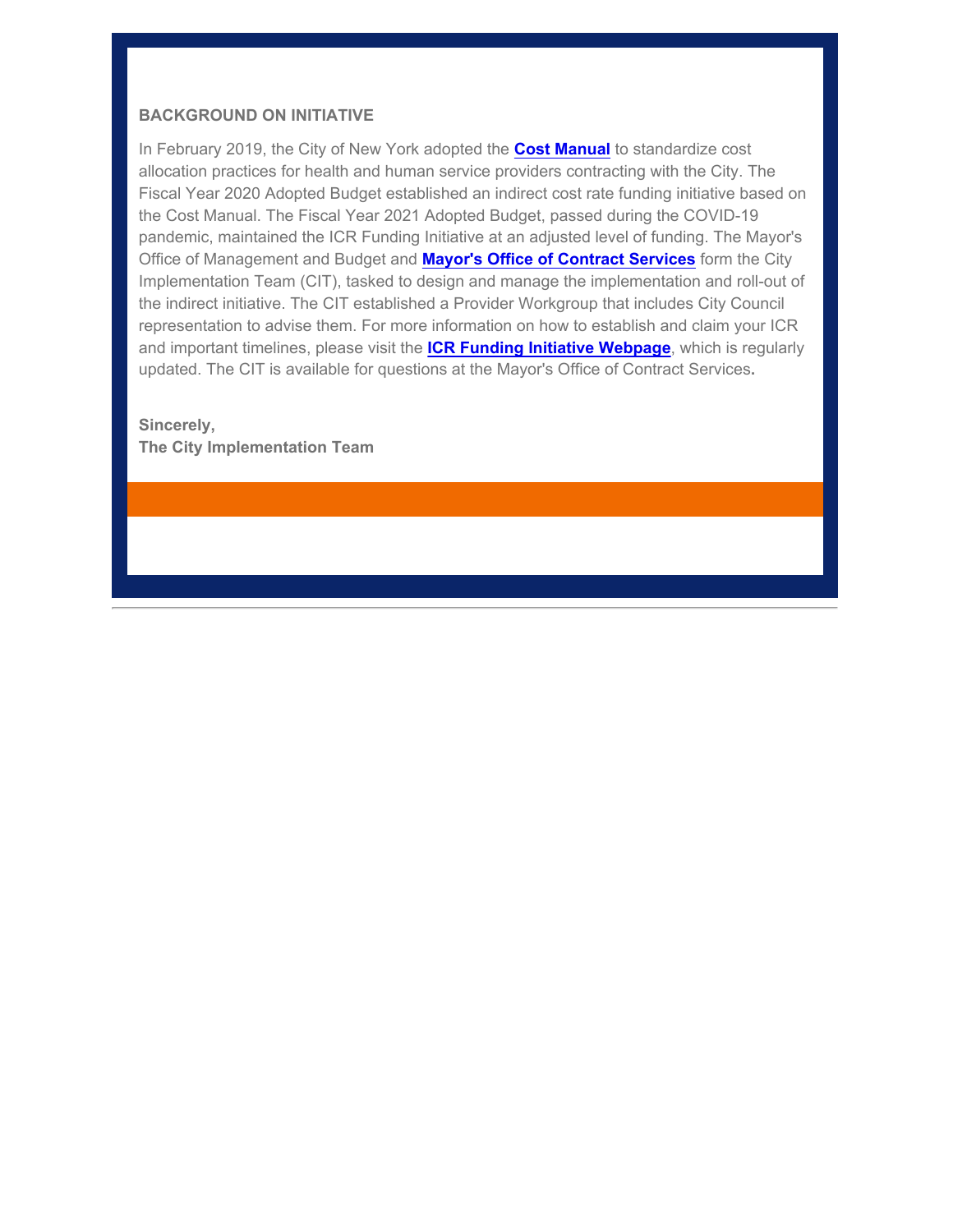**BACKGROUND ON INITIATIVE**

In February 2019, the City of New York adopted the **Cost Manual** to standardize cost allocation practices for health and human service providers contracting with the City. The Fiscal Year 2020 Adopted Budget established an indirect cost rate funding initiative based on the Cost Manual. The Fiscal Year 2021 Adopted Budget, passed during the COVID-19 pandemic, maintained the ICR Funding Initiative at an adjusted level of funding. The Mayor's Office of Management and Budget and **Mayor's Office of Contract Services** form the City Implementation Team (CIT), tasked to design and manage the implementation and roll-out of the indirect initiative. The CIT established a Provider Workgroup that includes City Council representation to advise them. For more information on how to establish and claim your ICR and important timelines, please visit the **ICR Funding Initiative Webpage**, which is regularly updated. The CIT is available for questions at the Mayor's Office of Contract Services**.**

**Sincerely,**
**The City Implementation Team**